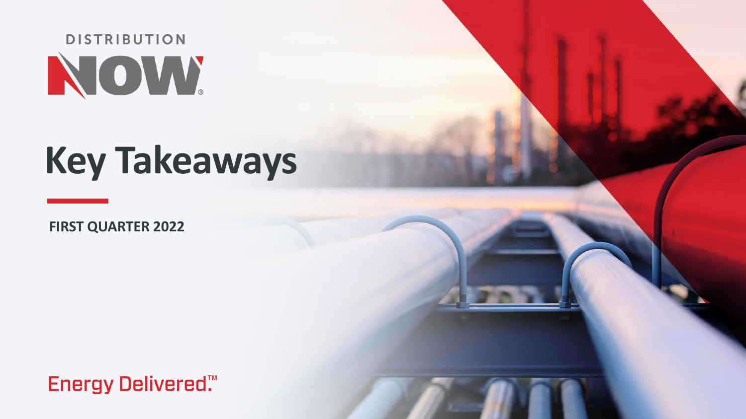DISTRIBUTION NOW

# Key Takeaways

**FIRST QUARTER 2022**

Energy Delivered.™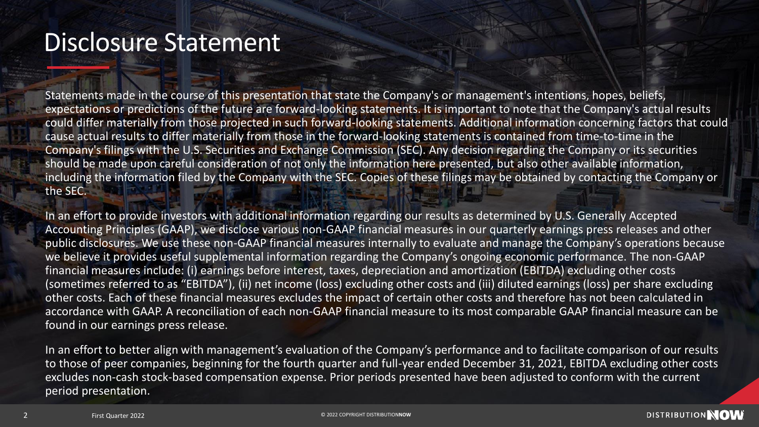# Disclosure Statement

Statements made in the course of this presentation that state the Company's or management's intentions, hopes, beliefs, expectations or predictions of the future are forward-looking statements. It is important to note that the Company's actual results could differ materially from those projected in such forward-looking statements. Additional information concerning factors that could cause actual results to differ materially from those in the forward-looking statements is contained from time-to-time in the Company's filings with the U.S. Securities and Exchange Commission (SEC). Any decision regarding the Company or its securities should be made upon careful consideration of not only the information here presented, but also other available information, including the information filed by the Company with the SEC. Copies of these filings may be obtained by contacting the Company or the SEC.

In an effort to provide investors with additional information regarding our results as determined by U.S. Generally Accepted Accounting Principles (GAAP), we disclose various non-GAAP financial measures in our quarterly earnings press releases and other public disclosures. We use these non-GAAP financial measures internally to evaluate and manage the Company's operations because we believe it provides useful supplemental information regarding the Company's ongoing economic performance. The non-GAAP financial measures include: (i) earnings before interest, taxes, depreciation and amortization (EBITDA) excluding other costs (sometimes referred to as "EBITDA"), (ii) net income (loss) excluding other costs and (iii) diluted earnings (loss) per share excluding other costs. Each of these financial measures excludes the impact of certain other costs and therefore has not been calculated in accordance with GAAP. A reconciliation of each non-GAAP financial measure to its most comparable GAAP financial measure can be found in our earnings press release.

In an effort to better align with management's evaluation of the Company's performance and to facilitate comparison of our results to those of peer companies, beginning for the fourth quarter and full-year ended December 31, 2021, EBITDA excluding other costs excludes non-cash stock-based compensation expense. Prior periods presented have been adjusted to conform with the current period presentation.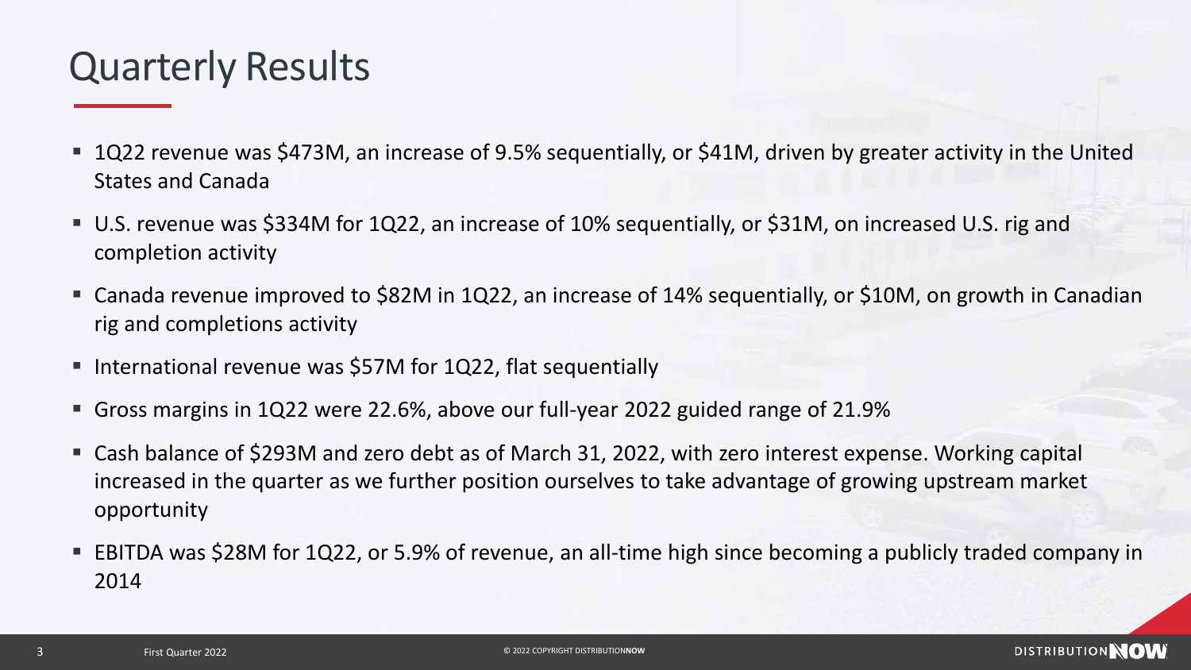# Quarterly Results

- 1Q22 revenue was $473M, an increase of 9.5% sequentially, or $41M, driven by greater activity in the United States and Canada
- U.S. revenue was $334M for 1Q22, an increase of 10% sequentially, or $31M, on increased U.S. rig and completion activity
- Canada revenue improved to $82M in 1Q22, an increase of 14% sequentially, or $10M, on growth in Canadian rig and completions activity
- International revenue was $57M for 1Q22, flat sequentially
- Gross margins in 1Q22 were 22.6%, above our full-year 2022 guided range of 21.9%
- Cash balance of $293M and zero debt as of March 31, 2022, with zero interest expense. Working capital increased in the quarter as we further position ourselves to take advantage of growing upstream market opportunity
- EBITDA was $28M for 1Q22, or 5.9% of revenue, an all-time high since becoming a publicly traded company in 2014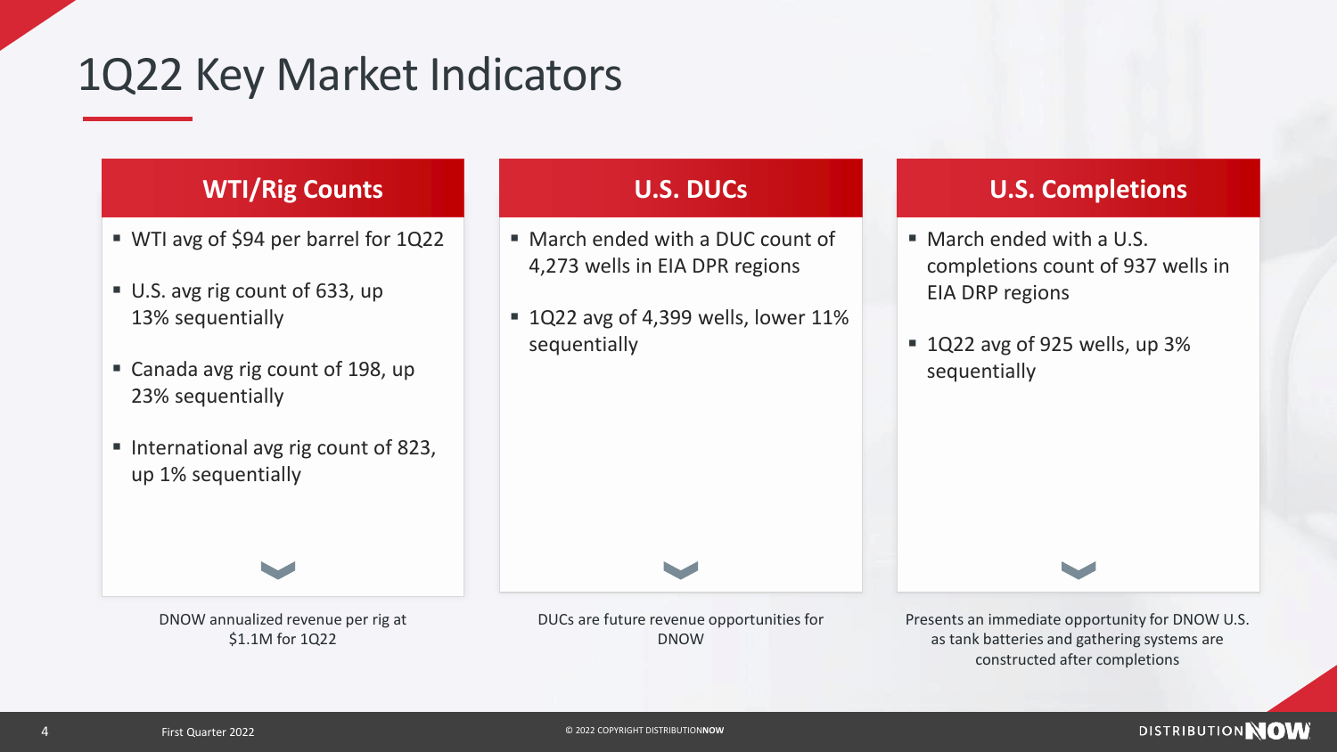# 1Q22 Key Market Indicators

## WTI/Rig Counts

- WTI avg of $94 per barrel for 1Q22
- U.S. avg rig count of 633, up 13% sequentially
- Canada avg rig count of 198, up 23% sequentially
- International avg rig count of 823, up 1% sequentially

DNOW annualized revenue per rig at $1.1M for 1Q22

## U.S. DUCs

- March ended with a DUC count of 4,273 wells in EIA DPR regions
- 1Q22 avg of 4,399 wells, lower 11% sequentially

DUCs are future revenue opportunities for DNOW

## U.S. Completions

- March ended with a U.S. completions count of 937 wells in EIA DRP regions
- 1Q22 avg of 925 wells, up 3% sequentially

Presents an immediate opportunity for DNOW U.S. as tank batteries and gathering systems are constructed after completions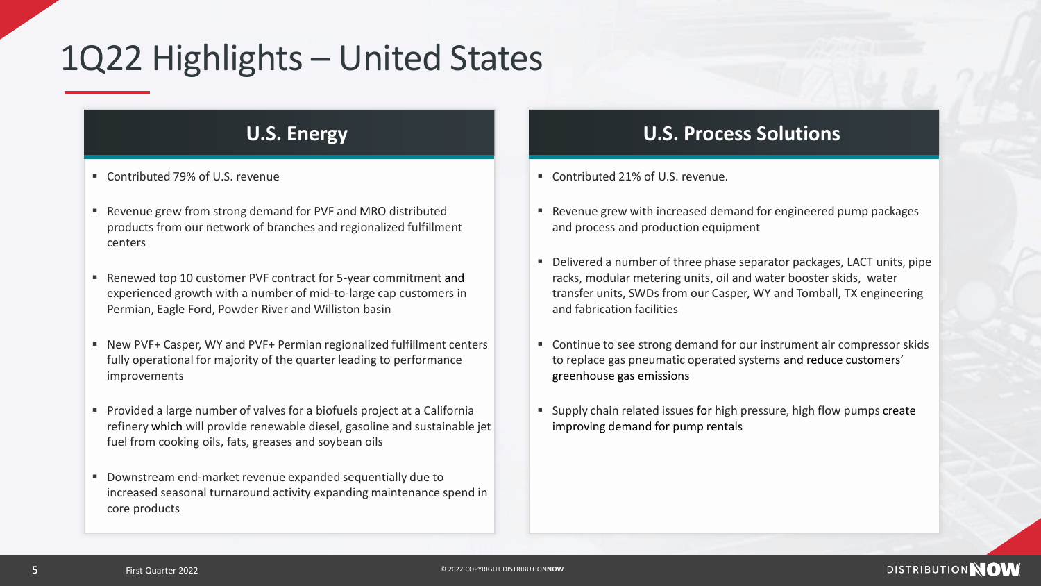# 1Q22 Highlights – United States

## U.S. Energy

- Contributed 79% of U.S. revenue
- Revenue grew from strong demand for PVF and MRO distributed products from our network of branches and regionalized fulfillment centers
- Renewed top 10 customer PVF contract for 5-year commitment and experienced growth with a number of mid-to-large cap customers in Permian, Eagle Ford, Powder River and Williston basin
- New PVF+ Casper, WY and PVF+ Permian regionalized fulfillment centers fully operational for majority of the quarter leading to performance improvements
- Provided a large number of valves for a biofuels project at a California refinery which will provide renewable diesel, gasoline and sustainable jet fuel from cooking oils, fats, greases and soybean oils
- Downstream end-market revenue expanded sequentially due to increased seasonal turnaround activity expanding maintenance spend in core products

## U.S. Process Solutions

- Contributed 21% of U.S. revenue.
- Revenue grew with increased demand for engineered pump packages and process and production equipment
- Delivered a number of three phase separator packages, LACT units, pipe racks, modular metering units, oil and water booster skids, water transfer units, SWDs from our Casper, WY and Tomball, TX engineering and fabrication facilities
- Continue to see strong demand for our instrument air compressor skids to replace gas pneumatic operated systems and reduce customers' greenhouse gas emissions
- Supply chain related issues for high pressure, high flow pumps create improving demand for pump rentals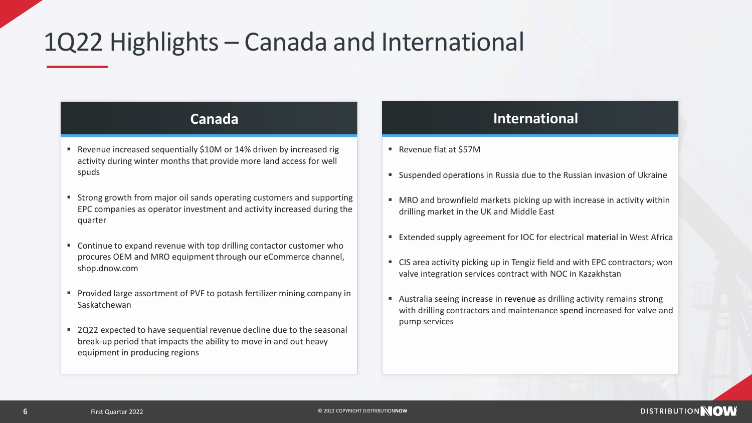# 1Q22 Highlights – Canada and International

## Canada

- Revenue increased sequentially $10M or 14% driven by increased rig activity during winter months that provide more land access for well spuds
- Strong growth from major oil sands operating customers and supporting EPC companies as operator investment and activity increased during the quarter
- Continue to expand revenue with top drilling contactor customer who procures OEM and MRO equipment through our eCommerce channel, shop.dnow.com
- Provided large assortment of PVF to potash fertilizer mining company in Saskatchewan
- 2Q22 expected to have sequential revenue decline due to the seasonal break-up period that impacts the ability to move in and out heavy equipment in producing regions

## International

- Revenue flat at $57M
- Suspended operations in Russia due to the Russian invasion of Ukraine
- MRO and brownfield markets picking up with increase in activity within drilling market in the UK and Middle East
- Extended supply agreement for IOC for electrical material in West Africa
- CIS area activity picking up in Tengiz field and with EPC contractors; won valve integration services contract with NOC in Kazakhstan
- Australia seeing increase in revenue as drilling activity remains strong with drilling contractors and maintenance spend increased for valve and pump services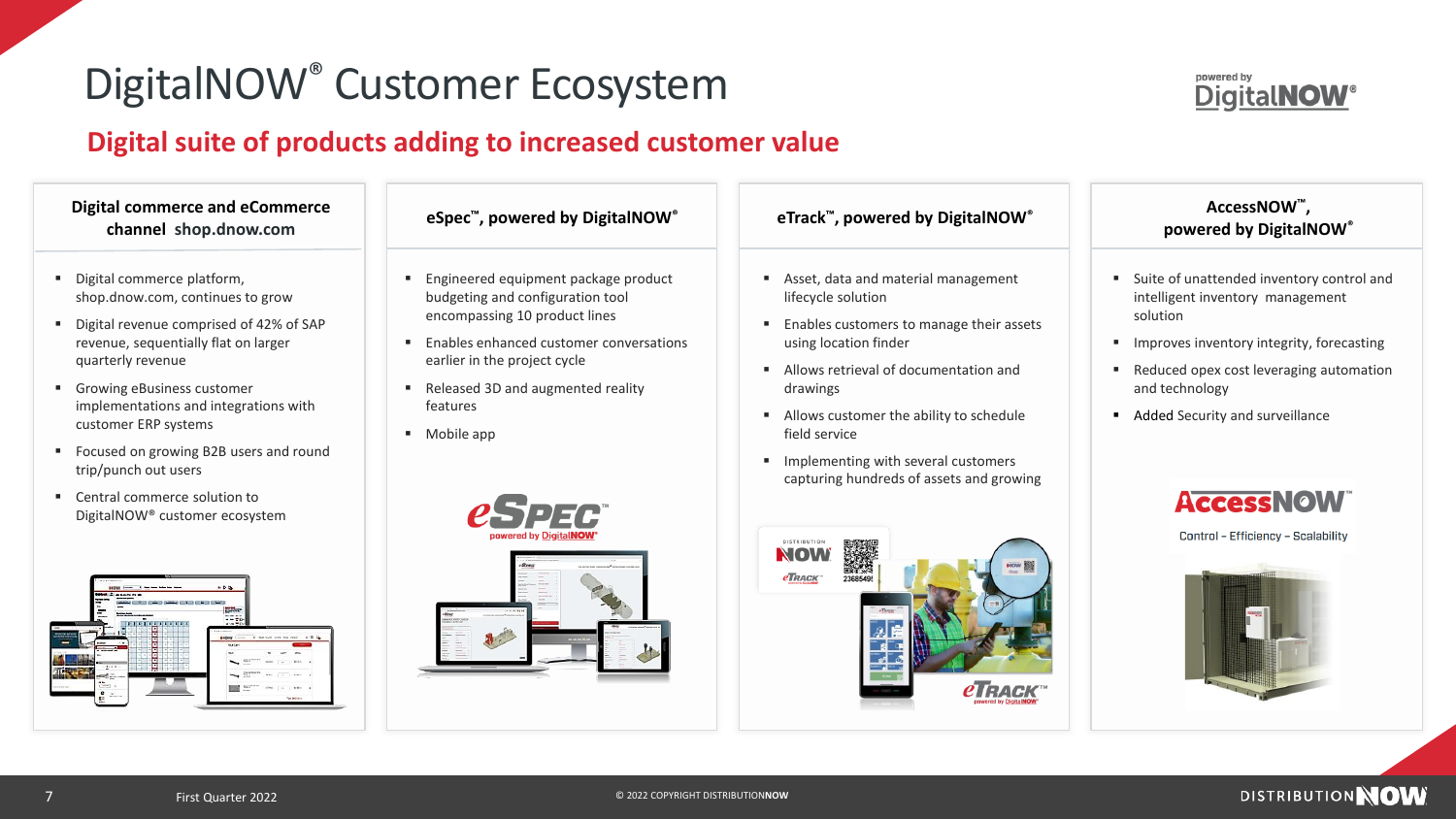# DigitalNOW® Customer Ecosystem

## Digital suite of products adding to increased customer value

### Digital commerce and eCommerce channel shop.dnow.com

- Digital commerce platform, shop.dnow.com, continues to grow
- Digital revenue comprised of 42% of SAP revenue, sequentially flat on larger quarterly revenue
- Growing eBusiness customer implementations and integrations with customer ERP systems
- Focused on growing B2B users and round trip/punch out users
- Central commerce solution to DigitalNOW® customer ecosystem

### eSpec™, powered by DigitalNOW®

- Engineered equipment package product budgeting and configuration tool encompassing 10 product lines
- Enables enhanced customer conversations earlier in the project cycle
- Released 3D and augmented reality features
- Mobile app

### eTrack™, powered by DigitalNOW®

- Asset, data and material management lifecycle solution
- Enables customers to manage their assets using location finder
- Allows retrieval of documentation and drawings
- Allows customer the ability to schedule field service
- Implementing with several customers capturing hundreds of assets and growing

### AccessNOW™, powered by DigitalNOW®

- Suite of unattended inventory control and intelligent inventory management solution
- Improves inventory integrity, forecasting
- Reduced opex cost leveraging automation and technology
- Added Security and surveillance

AccessNOW™

Control – Efficiency – Scalability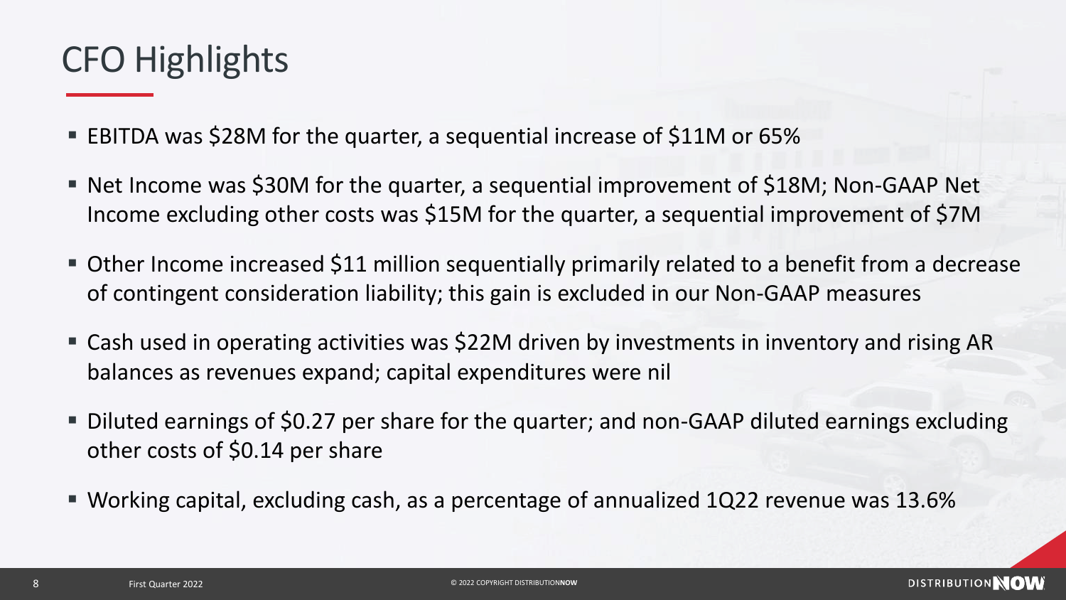# CFO Highlights

- EBITDA was $28M for the quarter, a sequential increase of $11M or 65%
- Net Income was $30M for the quarter, a sequential improvement of $18M; Non-GAAP Net Income excluding other costs was $15M for the quarter, a sequential improvement of $7M
- Other Income increased $11 million sequentially primarily related to a benefit from a decrease of contingent consideration liability; this gain is excluded in our Non-GAAP measures
- Cash used in operating activities was $22M driven by investments in inventory and rising AR balances as revenues expand; capital expenditures were nil
- Diluted earnings of $0.27 per share for the quarter; and non-GAAP diluted earnings excluding other costs of $0.14 per share
- Working capital, excluding cash, as a percentage of annualized 1Q22 revenue was 13.6%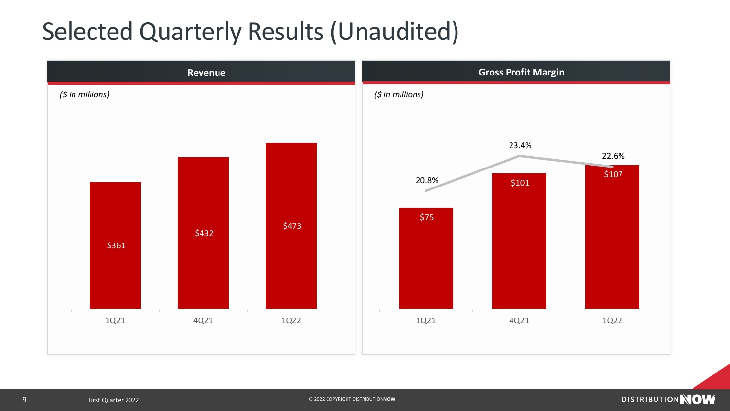# Selected Quarterly Results (Unaudited)

## Revenue

*($ in millions)*

| Quarter | Revenue |
|---|---|
| 1Q21 | $361 |
| 4Q21 | $432 |
| 1Q22 | $473 |

## Gross Profit Margin

*($ in millions)*

| Quarter | Gross Profit | Gross Profit Margin |
|---|---|---|
| 1Q21 | $75 | 20.8% |
| 4Q21 | $101 | 23.4% |
| 1Q22 | $107 | 22.6% |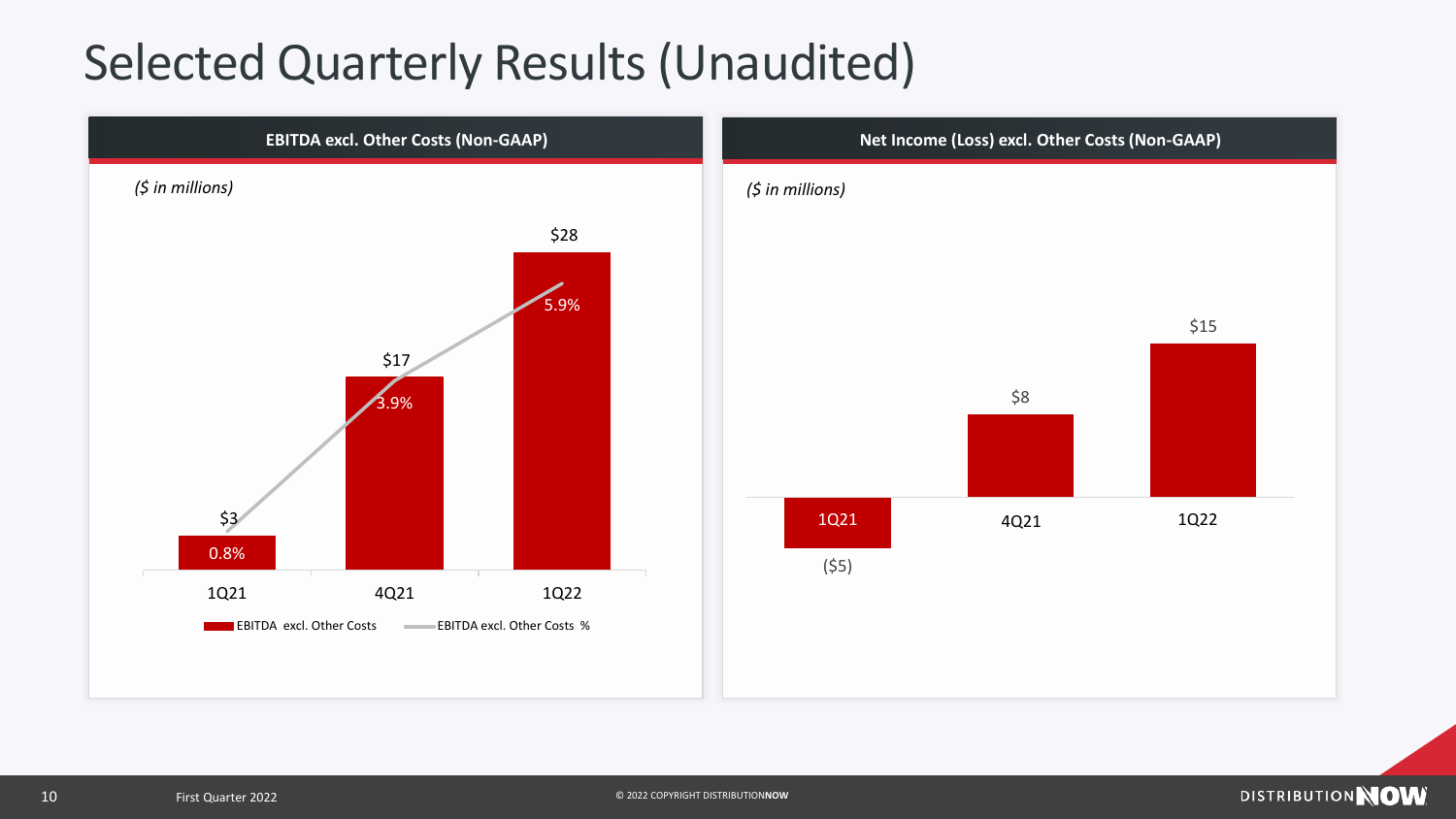# Selected Quarterly Results (Unaudited)

## EBITDA excl. Other Costs (Non-GAAP)

*($ in millions)*

| | 1Q21 | 4Q21 | 1Q22 |
|---|---|---|---|
| EBITDA excl. Other Costs | $3 | $17 | $28 |
| EBITDA excl. Other Costs % | 0.8% | 3.9% | 5.9% |

## Net Income (Loss) excl. Other Costs (Non-GAAP)

*($ in millions)*

| | 1Q21 | 4Q21 | 1Q22 |
|---|---|---|---|
| Net Income (Loss) excl. Other Costs | ($5) | $8 | $15 |

First Quarter 2022

© 2022 COPYRIGHT DISTRIBUTIONNOW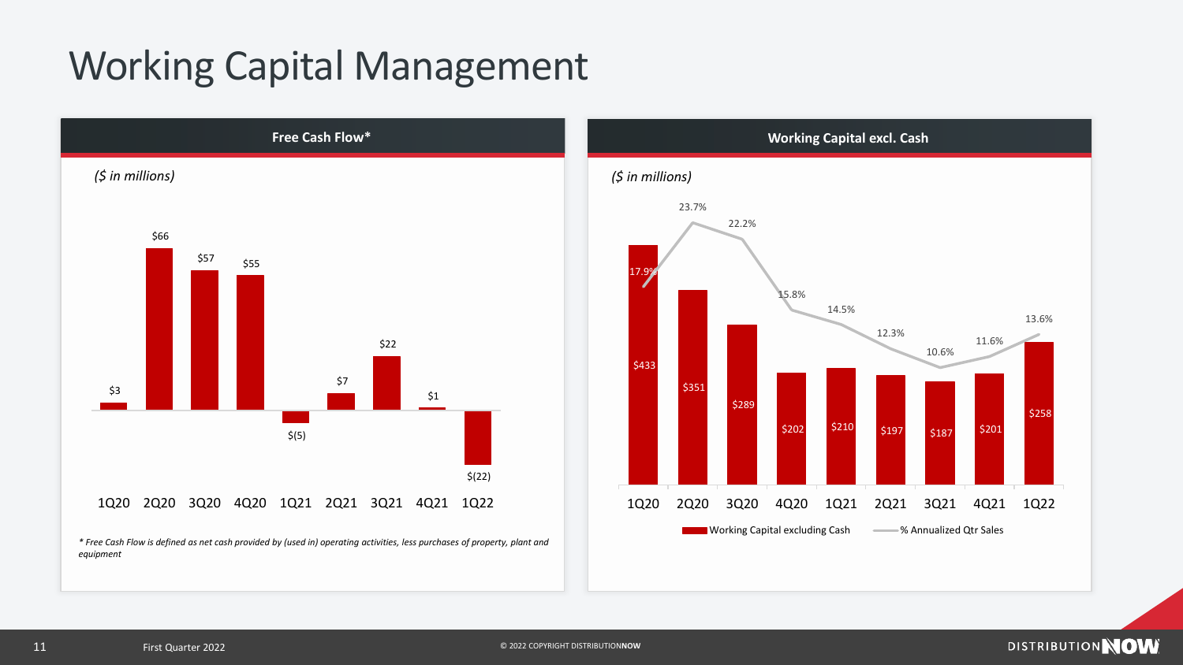# Working Capital Management

## Free Cash Flow*

*($ in millions)*

| Quarter | Free Cash Flow |
| --- | --- |
| 1Q20 | $3 |
| 2Q20 | $66 |
| 3Q20 | $57 |
| 4Q20 | $55 |
| 1Q21 | $(5) |
| 2Q21 | $7 |
| 3Q21 | $22 |
| 4Q21 | $1 |
| 1Q22 | $(22) |

*\* Free Cash Flow is defined as net cash provided by (used in) operating activities, less purchases of property, plant and equipment*

## Working Capital excl. Cash

*($ in millions)*

| Quarter | Working Capital excluding Cash | % Annualized Qtr Sales |
| --- | --- | --- |
| 1Q20 | $433 | 17.9% |
| 2Q20 | $351 | 23.7% |
| 3Q20 | $289 | 22.2% |
| 4Q20 | $202 | 15.8% |
| 1Q21 | $210 | 14.5% |
| 2Q21 | $197 | 12.3% |
| 3Q21 | $187 | 10.6% |
| 4Q21 | $201 | 11.6% |
| 1Q22 | $258 | 13.6% |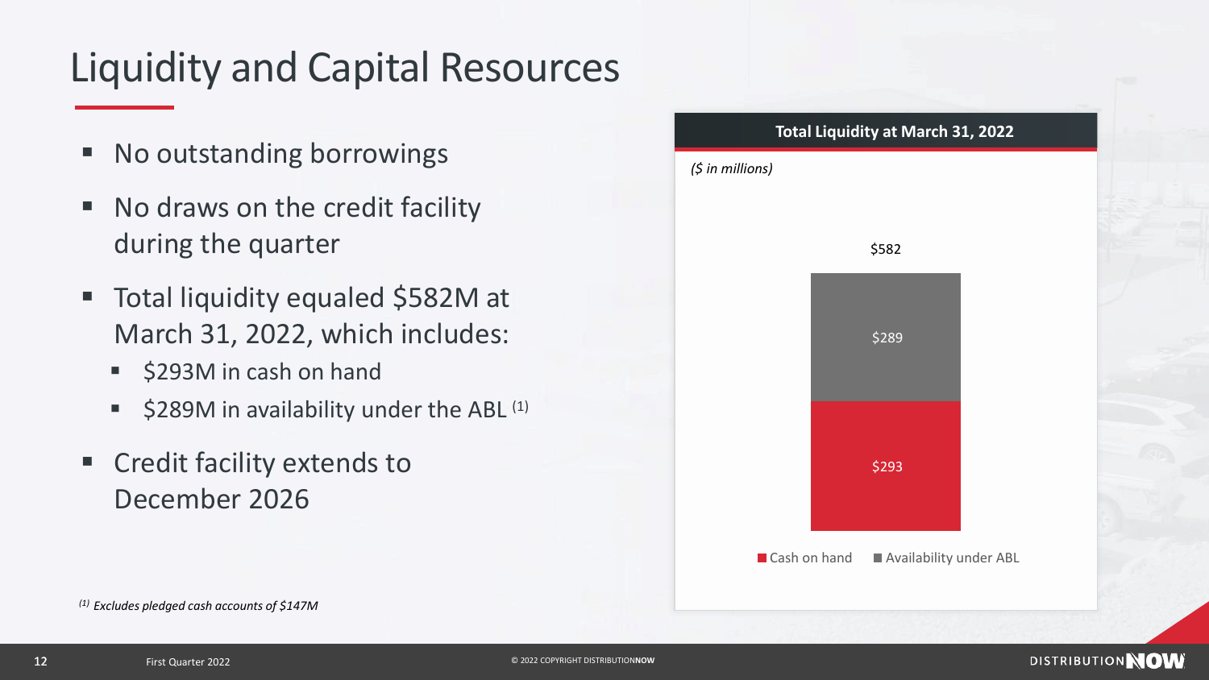# Liquidity and Capital Resources

- No outstanding borrowings
- No draws on the credit facility during the quarter
- Total liquidity equaled $582M at March 31, 2022, which includes:
  - $293M in cash on hand
  - $289M in availability under the ABL [1]
- Credit facility extends to December 2026

**Total Liquidity at March 31, 2022**

*($ in millions)*

| | Amount |
|---|---|
| Cash on hand | $293 |
| Availability under ABL | $289 |
| Total | $582 |

[1] *Excludes pledged cash accounts of $147M*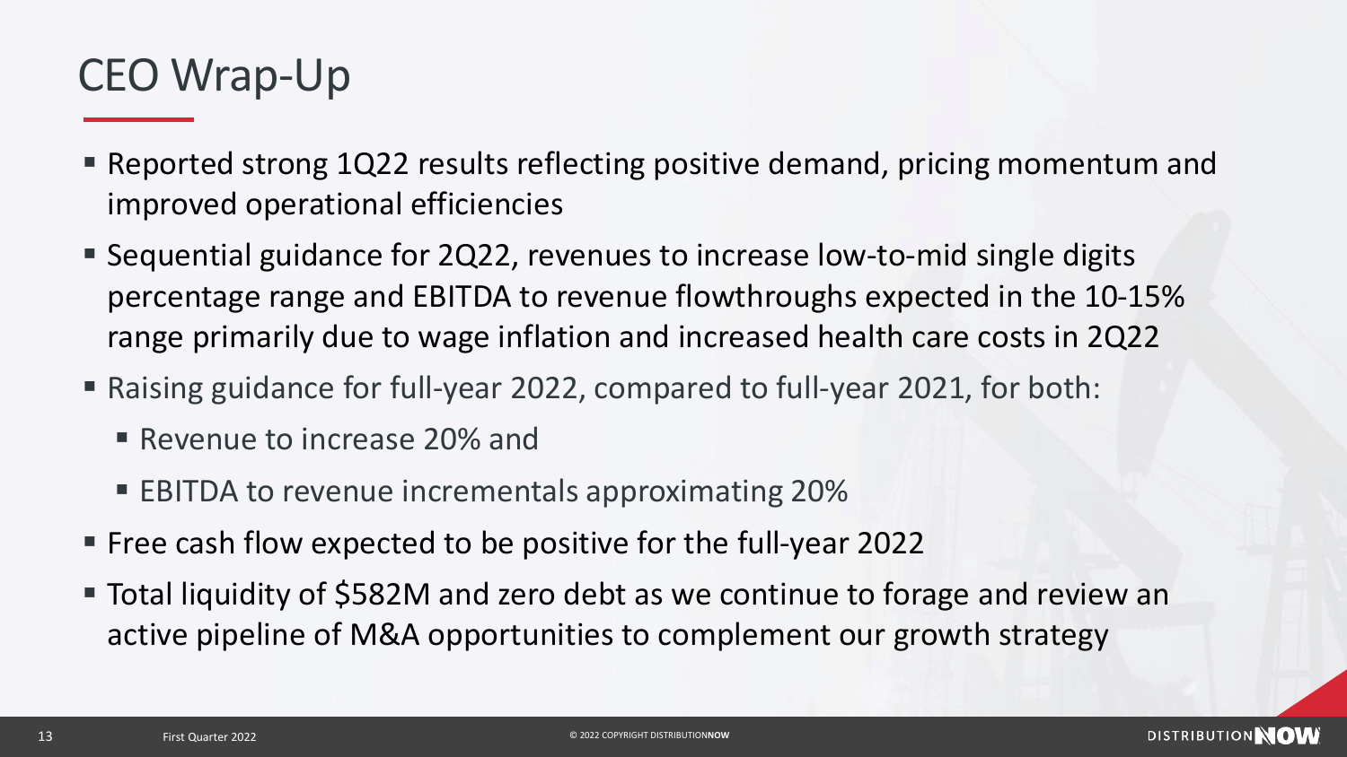# CEO Wrap-Up

- Reported strong 1Q22 results reflecting positive demand, pricing momentum and improved operational efficiencies
- Sequential guidance for 2Q22, revenues to increase low-to-mid single digits percentage range and EBITDA to revenue flowthroughs expected in the 10-15% range primarily due to wage inflation and increased health care costs in 2Q22
- Raising guidance for full-year 2022, compared to full-year 2021, for both:
  - Revenue to increase 20% and
  - EBITDA to revenue incrementals approximating 20%
- Free cash flow expected to be positive for the full-year 2022
- Total liquidity of $582M and zero debt as we continue to forage and review an active pipeline of M&A opportunities to complement our growth strategy